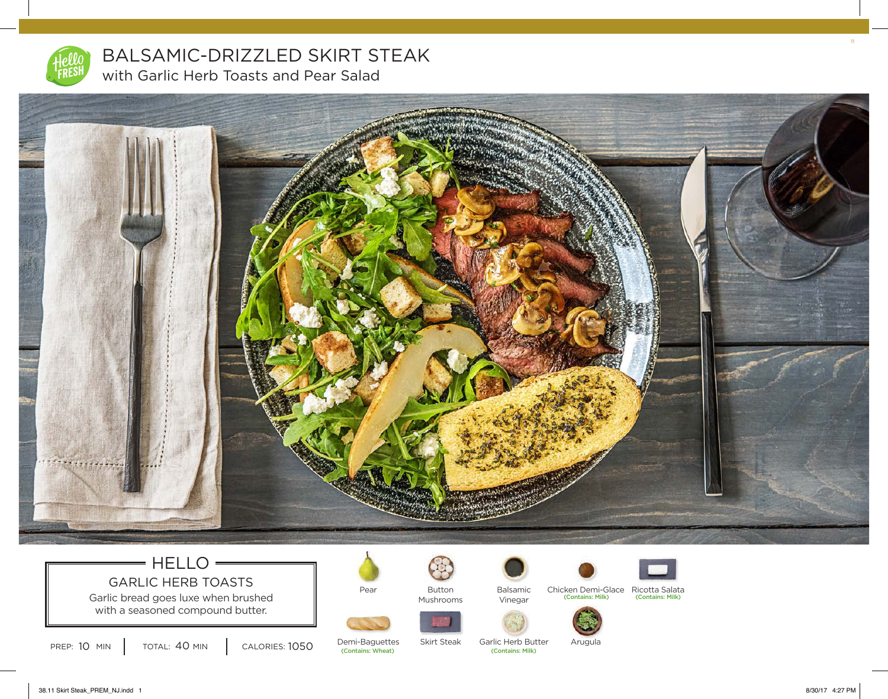# BALSAMIC-DRIZZLED SKIRT STEAK

## with Garlic Herb Toasts and Pear Salad

### HELLO

**GARLIC HERB TOASTS**

Garlic bread goes luxe when brushed with a seasoned compound butter.

PREP: 10 MIN | TOTAL: 40 MIN | CALORIES: 1050

- Pear
- Button Mushrooms
- Balsamic Vinegar
- Chicken Demi-Glace (Contains: Milk)
- Ricotta Salata (Contains: Milk)
- Demi-Baguettes (Contains: Wheat)
- Skirt Steak
- Garlic Herb Butter (Contains: Milk)
- Arugula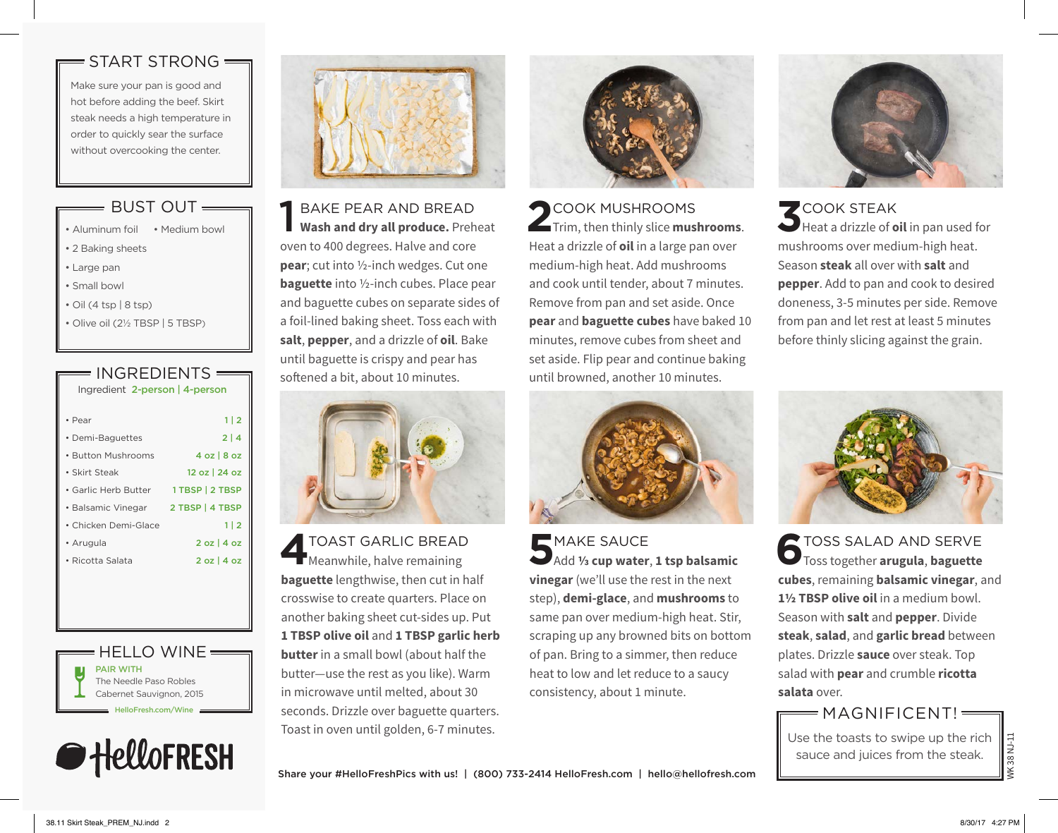## START STRONG

Make sure your pan is good and hot before adding the beef. Skirt steak needs a high temperature in order to quickly sear the surface without overcooking the center.

## BUST OUT

- Aluminum foil
- Medium bowl
- 2 Baking sheets
- Large pan
- Small bowl
- Oil (4 tsp | 8 tsp)
- Olive oil (2½ TBSP | 5 TBSP)

## INGREDIENTS

| Ingredient | 2-person \| 4-person |
| --- | --- |
| Pear | 1 \| 2 |
| Demi-Baguettes | 2 \| 4 |
| Button Mushrooms | 4 oz \| 8 oz |
| Skirt Steak | 12 oz \| 24 oz |
| Garlic Herb Butter | 1 TBSP \| 2 TBSP |
| Balsamic Vinegar | 2 TBSP \| 4 TBSP |
| Chicken Demi-Glace | 1 \| 2 |
| Arugula | 2 oz \| 4 oz |
| Ricotta Salata | 2 oz \| 4 oz |

## HELLO WINE

PAIR WITH
The Needle Paso Robles Cabernet Sauvignon, 2015

HelloFresh.com/Wine

HelloFRESH

## 1 BAKE PEAR AND BREAD

**Wash and dry all produce.** Preheat oven to 400 degrees. Halve and core **pear**; cut into ½-inch wedges. Cut one **baguette** into ½-inch cubes. Place pear and baguette cubes on separate sides of a foil-lined baking sheet. Toss each with **salt**, **pepper**, and a drizzle of **oil**. Bake until baguette is crispy and pear has softened a bit, about 10 minutes.

## 2 COOK MUSHROOMS

Trim, then thinly slice **mushrooms**. Heat a drizzle of **oil** in a large pan over medium-high heat. Add mushrooms and cook until tender, about 7 minutes. Remove from pan and set aside. Once **pear** and **baguette cubes** have baked 10 minutes, remove cubes from sheet and set aside. Flip pear and continue baking until browned, another 10 minutes.

## 3 COOK STEAK

Heat a drizzle of **oil** in pan used for mushrooms over medium-high heat. Season **steak** all over with **salt** and **pepper**. Add to pan and cook to desired doneness, 3-5 minutes per side. Remove from pan and let rest at least 5 minutes before thinly slicing against the grain.

## 4 TOAST GARLIC BREAD

Meanwhile, halve remaining **baguette** lengthwise, then cut in half crosswise to create quarters. Place on another baking sheet cut-sides up. Put **1 TBSP olive oil** and **1 TBSP garlic herb butter** in a small bowl (about half the butter—use the rest as you like). Warm in microwave until melted, about 30 seconds. Drizzle over baguette quarters. Toast in oven until golden, 6-7 minutes.

## 5 MAKE SAUCE

Add **⅓ cup water**, **1 tsp balsamic vinegar** (we'll use the rest in the next step), **demi-glace**, and **mushrooms** to same pan over medium-high heat. Stir, scraping up any browned bits on bottom of pan. Bring to a simmer, then reduce heat to low and let reduce to a saucy consistency, about 1 minute.

## 6 TOSS SALAD AND SERVE

Toss together **arugula**, **baguette cubes**, remaining **balsamic vinegar**, and **1½ TBSP olive oil** in a medium bowl. Season with **salt** and **pepper**. Divide **steak**, **salad**, and **garlic bread** between plates. Drizzle **sauce** over steak. Top salad with **pear** and crumble **ricotta salata** over.

## MAGNIFICENT!

Use the toasts to swipe up the rich sauce and juices from the steak.

WK 38 NJ-11

Share your #HelloFreshPics with us! | (800) 733-2414 HelloFresh.com | hello@hellofresh.com